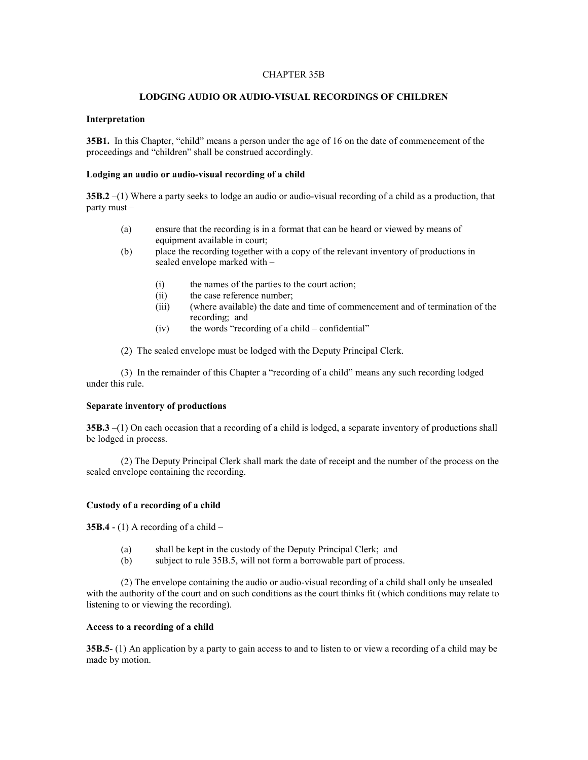# CHAPTER 35B

## LODGING AUDIO OR AUDIO-VISUAL RECORDINGS OF CHILDREN

### Interpretation

**35B1.** In this Chapter, "child" means a person under the age of 16 on the date of commencement of the proceedings and "children" shall be construed accordingly.

### Lodging an audio or audio-visual recording of a child

**35B.2** –(1) Where a party seeks to lode an audio or audio-visual recording of a child as a production, that party must –

(a) ensure that the recording is in a format that can be heard or viewed by means of equipment available in court;

(b) place the recording together with a copy of the relevant inventory of productions in sealed envelope marked with –

   (i) the names of the parties to the court action;

   (ii) the case reference number;

   (iii) (where available) the date and time of commencement and of termination of the recording; and

   (iv) the words "recording of a child – confidential"

(2) The sealed envelope must be lodged with the Deputy Principal Clerk.

(3) In the remainder of this Chapter a "recording of a child" means any such recording lodged under this rule.

### Separate inventory of productions

**35B.3** –(1) On each occasion that a recording of a child is lodged, a separate inventory of productions shall be lodged in process.

(2) The Deputy Principal Clerk shall mark the date of receipt and the number of the process on the sealed envelope containing the recording.

### Custody of a recording of a child

**35B.4** - (1) A recording of a child –

(a) shall be kept in the custody of the Deputy Principal Clerk; and

(b) subject to rule 35B.5, will not form a borrowable part of process.

(2) The envelope containing the audio or audio-visual recording of a child shall only be unsealed with the authority of the court and on such conditions as the court thinks fit (which conditions may relate to listening to or viewing the recording).

### Access to a recording of a child

**35B.5**- (1) An application by a party to gain access to and to listen to or view a recording of a child may be made by motion.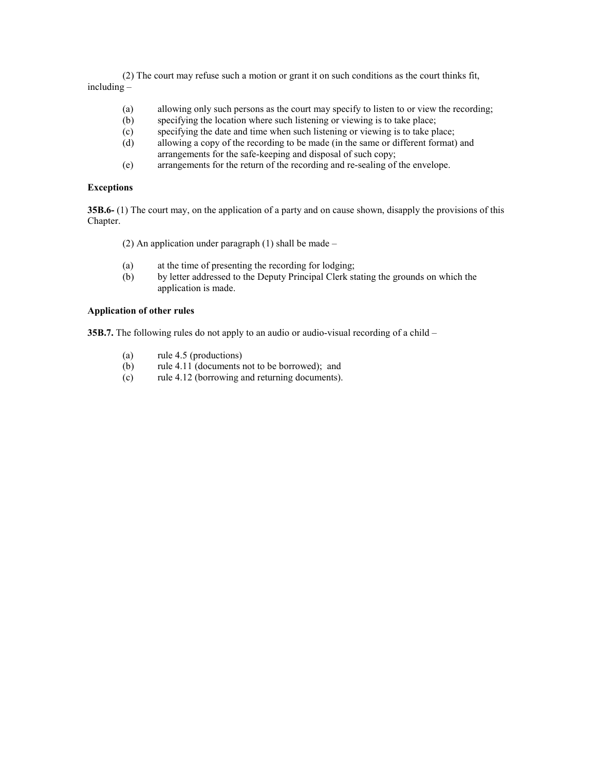(2) The court may refuse such a motion or grant it on such conditions as the court thinks fit, including –

- (a) allowing only such persons as the court may specify to listen to or view the recording;
- (b) specifying the location where such listening or viewing is to take place;
- (c) specifying the date and time when such listening or viewing is to take place;
- (d) allowing a copy of the recording to be made (in the same or different format) and arrangements for the safe-keeping and disposal of such copy;
- (e) arrangements for the return of the recording and re-sealing of the envelope.

**Exceptions**

**35B.6-** (1) The court may, on the application of a party and on cause shown, disapply the provisions of this Chapter.

(2) An application under paragraph (1) shall be made –

- (a) at the time of presenting the recording for lodging;
- (b) by letter addressed to the Deputy Principal Clerk stating the grounds on which the application is made.

**Application of other rules**

**35B.7.** The following rules do not apply to an audio or audio-visual recording of a child –

- (a) rule 4.5 (productions)
- (b) rule 4.11 (documents not to be borrowed); and
- (c) rule 4.12 (borrowing and returning documents).